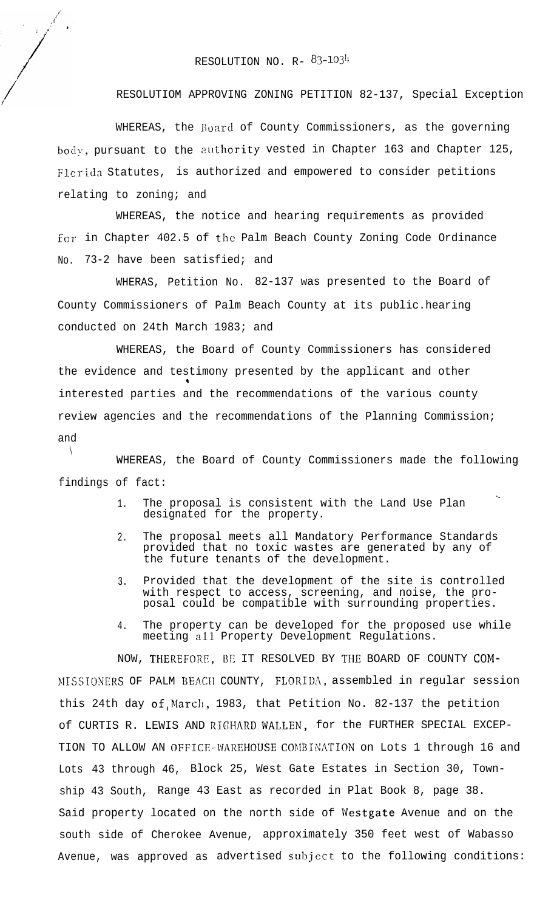RESOLUTION NO. R- 83-1034

RESOLUTIOM APPROVING ZONING PETITION 82-137, Special Exception

WHEREAS, the Board of County Commissioners, as the governing body, pursuant to the authority vested in Chapter 163 and Chapter 125, Florida Statutes, is authorized and empowered to consider petitions relating to zoning; and

WHEREAS, the notice and hearing requirements as provided for in Chapter 402.5 of the Palm Beach County Zoning Code Ordinance No. 73-2 have been satisfied; and

WHERAS, Petition No. 82-137 was presented to the Board of County Commissioners of Palm Beach County at its public.hearing conducted on 24th March 1983; and

WHEREAS, the Board of County Commissioners has considered the evidence and testimony presented by the applicant and other interested parties and the recommendations of the various county review agencies and the recommendations of the Planning Commission; and

WHEREAS, the Board of County Commissioners made the following findings of fact:

1. The proposal is consistent with the Land Use Plan designated for the property.
2. The proposal meets all Mandatory Performance Standards provided that no toxic wastes are generated by any of the future tenants of the development.
3. Provided that the development of the site is controlled with respect to access, screening, and noise, the proposal could be compatible with surrounding properties.
4. The property can be developed for the proposed use while meeting all Property Development Regulations.

NOW, THEREFORE, BE IT RESOLVED BY THE BOARD OF COUNTY COMMISSIONERS OF PALM BEACH COUNTY, FLORIDA, assembled in regular session this 24th day of March, 1983, that Petition No. 82-137 the petition of CURTIS R. LEWIS AND RICHARD WALLEN, for the FURTHER SPECIAL EXCEPTION TO ALLOW AN OFFICE-WAREHOUSE COMBINATION on Lots 1 through 16 and Lots 43 through 46, Block 25, West Gate Estates in Section 30, Township 43 South, Range 43 East as recorded in Plat Book 8, page 38. Said property located on the north side of Westgate Avenue and on the south side of Cherokee Avenue, approximately 350 feet west of Wabasso Avenue, was approved as advertised subject to the following conditions: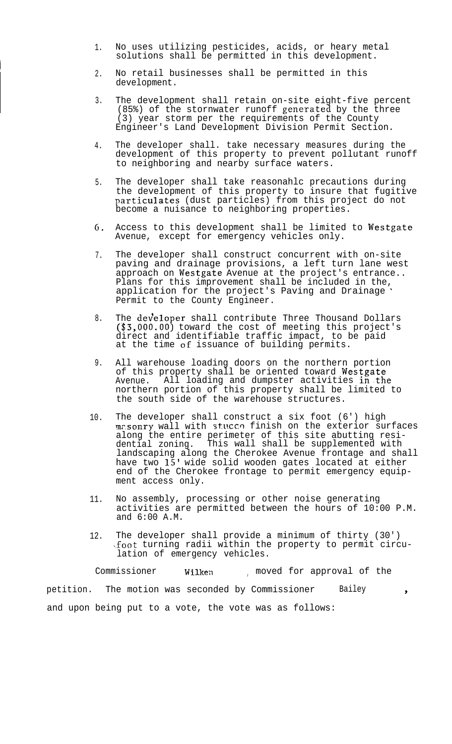1. No uses utilizing pesticides, acids, or heary metal solutions shall be permitted in this development.

2. No retail businesses shall be permitted in this development.

3. The development shall retain on-site eight-five percent (85%) of the stornwater runoff generated by the three (3) year storm per the requirements of the County Engineer's Land Development Division Permit Section.

4. The developer shall. take necessary measures during the development of this property to prevent pollutant runoff to neighboring and nearby surface waters.

5. The developer shall take reasonahlc precautions during the development of this property to insure that fugitive particulates (dust particles) from this project do not become a nuisance to neighboring properties.

6. Access to this development shall be limited to Westgate Avenue, except for emergency vehicles only.

7. The developer shall construct concurrent with on-site paving and drainage provisions, a left turn lane west approach on Westgate Avenue at the project's entrance.. Plans for this improvement shall be included in the, application for the project's Paving and Drainage Permit to the County Engineer.

8. The developer shall contribute Three Thousand Dollars ($3,000.00) toward the cost of meeting this project's direct and identifiable traffic impact, to be paid at the time of issuance of building permits.

9. All warehouse loading doors on the northern portion of this property shall be oriented toward Westgate Avenue. All loading and dumpster activities in the northern portion of this property shall be limited to the south side of the warehouse structures.

10. The developer shall construct a six foot (6') high masonry wall with stucco finish on the exterior surfaces along the entire perimeter of this site abutting residential zoning. This wall shall be supplemented with landscaping along the Cherokee Avenue frontage and shall have two 15' wide solid wooden gates located at either end of the Cherokee frontage to permit emergency equipment access only.

11. No assembly, processing or other noise generating activities are permitted between the hours of 10:00 P.M. and 6:00 A.M.

12. The developer shall provide a minimum of thirty (30') foot turning radii within the property to permit circulation of emergency vehicles.

Commissioner Wilken, moved for approval of the petition. The motion was seconded by Commissioner Bailey, and upon being put to a vote, the vote was as follows: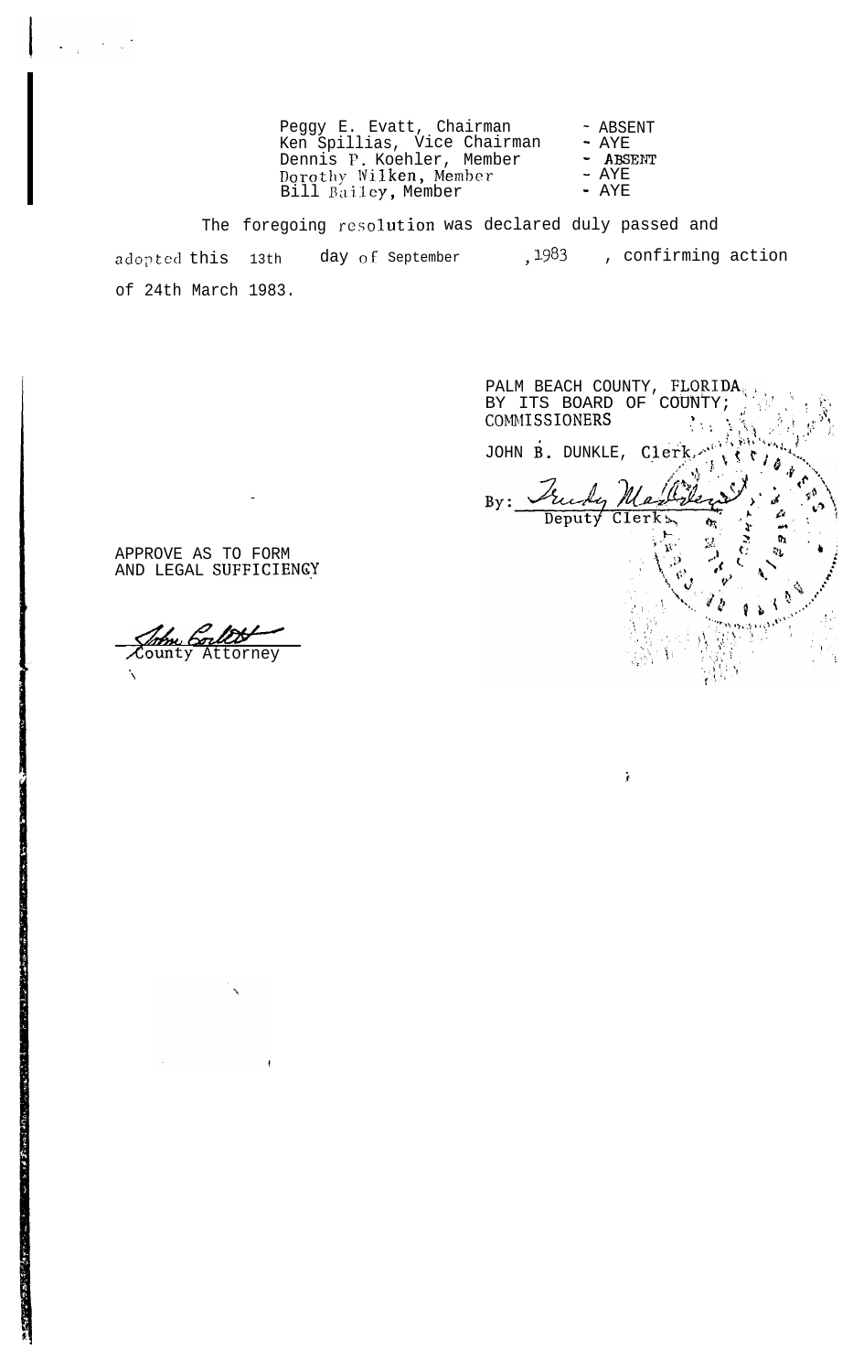| | |
|---|---|
| Peggy E. Evatt, Chairman | - ABSENT |
| Ken Spillias, Vice Chairman | - AYE |
| Dennis P. Koehler, Member | - ABSENT |
| Dorothy Wilken, Member | - AYE |
| Bill Bailey, Member | - AYE |

The foregoing resolution was declared duly passed and adopted this 13th day of September, 1983, confirming action of 24th March 1983.

PALM BEACH COUNTY, FLORIDA
BY ITS BOARD OF COUNTY
COMMISSIONERS

JOHN B. DUNKLE, Clerk

By: Trudy Madden
Deputy Clerk

APPROVE AS TO FORM
AND LEGAL SUFFICIENCY

John Corbett
County Attorney